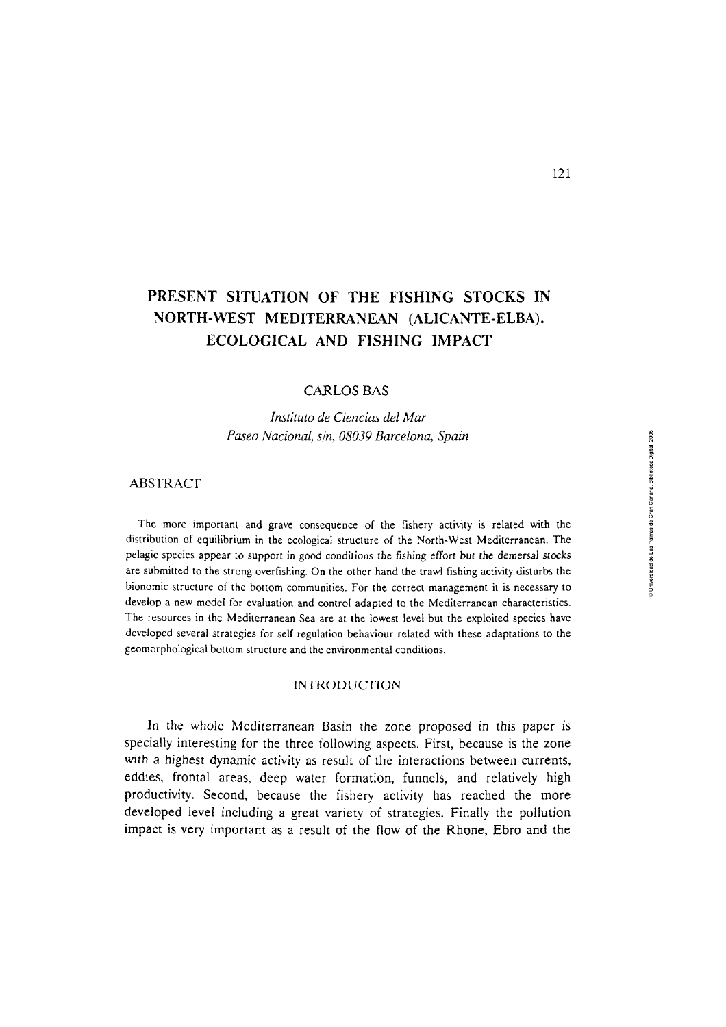# PRESENT SITUATION OF THE FISHING STOCKS IN NORTH-WEST MEDITERRANEAN (ALICANTE-ELBA). ECOLOGICAL AND FISHING IMPACT

CARLOS BAS

*Instituto de Ciencias del Mar*
*Paseo Nacional, s/n, 08039 Barcelona, Spain*

## ABSTRACT

The more important and grave consequence of the fishery activity is related with the distribution of equilibrium in the ecological structure of the North-West Mediterranean. The pelagic species appear to support in good conditions the fishing effort but the demersal stocks are submitted to the strong overfishing. On the other hand the trawl fishing activity disturbs the bionomic structure of the bottom communities. For the correct management it is necessary to develop a new model for evaluation and control adapted to the Mediterranean characteristics. The resources in the Mediterranean Sea are at the lowest level but the exploited species have developed several strategies for self regulation behaviour related with these adaptations to the geomorphological bottom structure and the environmental conditions.

## INTRODUCTION

In the whole Mediterranean Basin the zone proposed in this paper is specially interesting for the three following aspects. First, because is the zone with a highest dynamic activity as result of the interactions between currents, eddies, frontal areas, deep water formation, funnels, and relatively high productivity. Second, because the fishery activity has reached the more developed level including a great variety of strategies. Finally the pollution impact is very important as a result of the flow of the Rhone, Ebro and the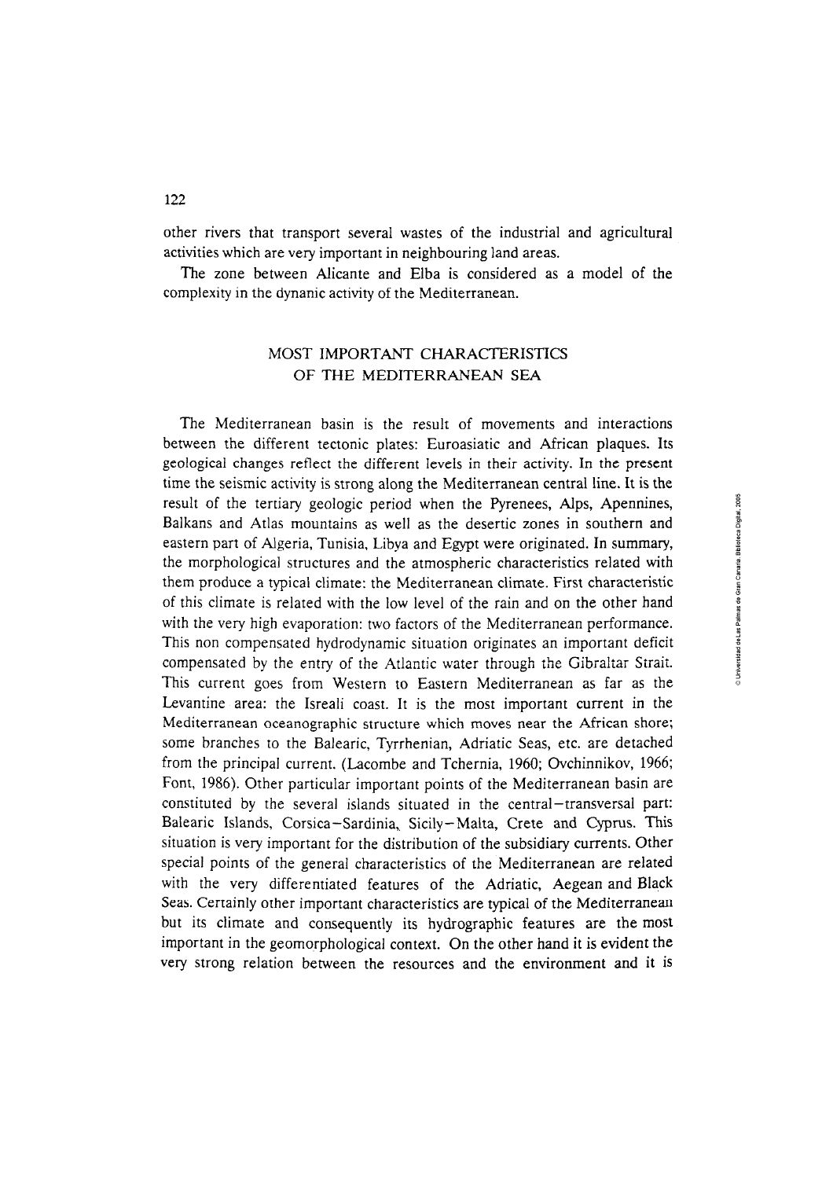other rivers that transport several wastes of the industrial and agricultural activities which are very important in neighbouring land areas.

The zone between Alicante and Elba is considered as a model of the complexity in the dynamic activity of the Mediterranean.

## MOST IMPORTANT CHARACTERISTICS OF THE MEDITERRANEAN SEA

The Mediterranean basin is the result of movements and interactions between the different tectonic plates: Euroasiatic and African plaques. Its geological changes reflect the different levels in their activity. In the present time the seismic activity is strong along the Mediterranean central line. It is the result of the tertiary geologic period when the Pyrenees, Alps, Apennines, Balkans and Atlas mountains as well as the desertic zones in southern and eastern part of Algeria, Tunisia, Libya and Egypt were originated. In summary, the morphological structures and the atmospheric characteristics related with them produce a typical climate: the Mediterranean climate. First characteristic of this climate is related with the low level of the rain and on the other hand with the very high evaporation: two factors of the Mediterranean performance. This non compensated hydrodynamic situation originates an important deficit compensated by the entry of the Atlantic water through the Gibraltar Strait. This current goes from Western to Eastern Mediterranean as far as the Levantine area: the Isreali coast. It is the most important current in the Mediterranean oceanographic structure which moves near the African shore; some branches to the Balearic, Tyrrhenian, Adriatic Seas, etc. are detached from the principal current. (Lacombe and Tchernia, 1960; Ovchinnikov, 1966; Font, 1986). Other particular important points of the Mediterranean basin are constituted by the several islands situated in the central–transversal part: Balearic Islands, Corsica–Sardinia, Sicily–Malta, Crete and Cyprus. This situation is very important for the distribution of the subsidiary currents. Other special points of the general characteristics of the Mediterranean are related with the very differentiated features of the Adriatic, Aegean and Black Seas. Certainly other important characteristics are typical of the Mediterranean but its climate and consequently its hydrographic features are the most important in the geomorphological context. On the other hand it is evident the very strong relation between the resources and the environment and it is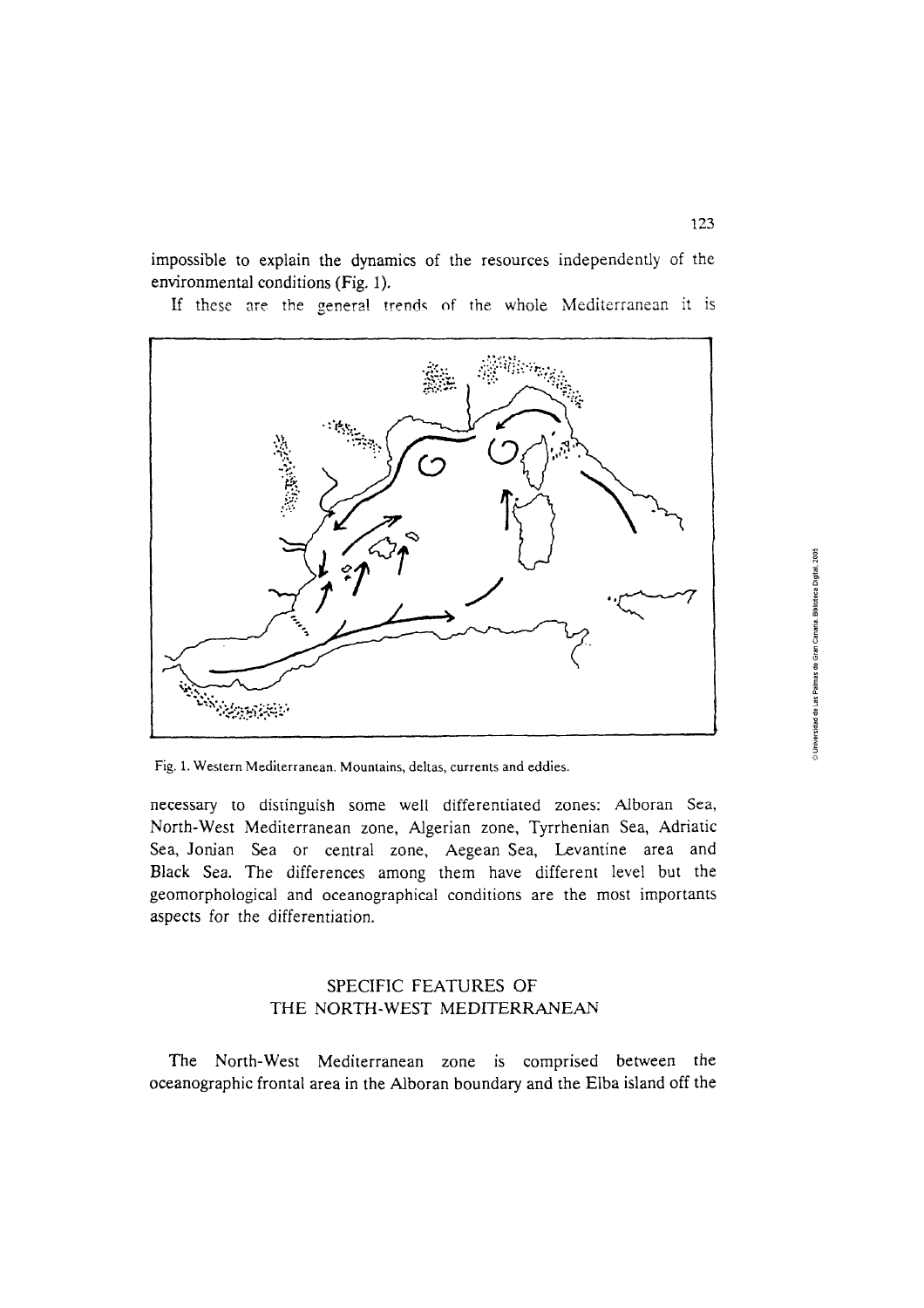impossible to explain the dynamics of the resources independently of the environmental conditions (Fig. 1).

If these are the general trends of the whole Mediterranean it is

Fig. 1. Western Mediterranean. Mountains, deltas, currents and eddies.

necessary to distinguish some well differentiated zones: Alboran Sea, North-West Mediterranean zone, Algerian zone, Tyrrhenian Sea, Adriatic Sea, Jonian Sea or central zone, Aegean Sea, Levantine area and Black Sea. The differences among them have different level but the geomorphological and oceanographical conditions are the most importants aspects for the differentiation.

## SPECIFIC FEATURES OF THE NORTH-WEST MEDITERRANEAN

The North-West Mediterranean zone is comprised between the oceanographic frontal area in the Alboran boundary and the Elba island off the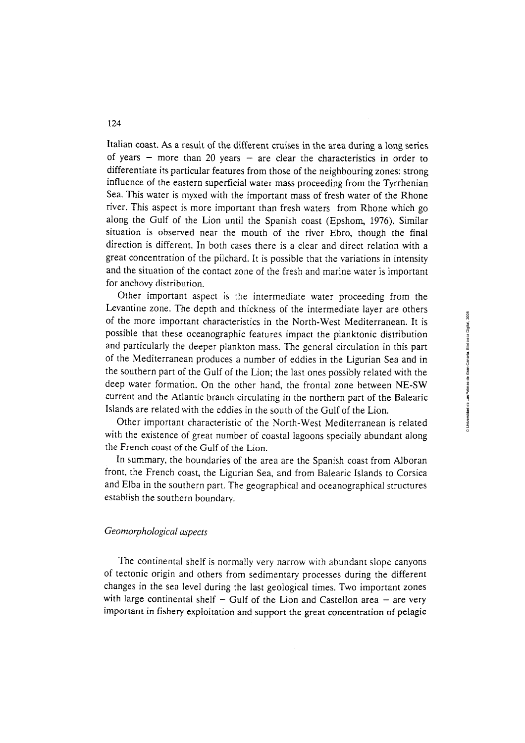Italian coast. As a result of the different cruises in the area during a long series of years – more than 20 years – are clear the characteristics in order to differentiate its particular features from those of the neighbouring zones: strong influence of the eastern superficial water mass proceeding from the Tyrrhenian Sea. This water is myxed with the important mass of fresh water of the Rhone river. This aspect is more important than fresh waters from Rhone which go along the Gulf of the Lion until the Spanish coast (Epshom, 1976). Similar situation is observed near the mouth of the river Ebro, though the final direction is different. In both cases there is a clear and direct relation with a great concentration of the pilchard. It is possible that the variations in intensity and the situation of the contact zone of the fresh and marine water is important for anchovy distribution.

Other important aspect is the intermediate water proceeding from the Levantine zone. The depth and thickness of the intermediate layer are others of the more important characteristics in the North-West Mediterranean. It is possible that these oceanographic features impact the planktonic distribution and particularly the deeper plankton mass. The general circulation in this part of the Mediterranean produces a number of eddies in the Ligurian Sea and in the southern part of the Gulf of the Lion; the last ones possibly related with the deep water formation. On the other hand, the frontal zone between NE-SW current and the Atlantic branch circulating in the northern part of the Balearic Islands are related with the eddies in the south of the Gulf of the Lion.

Other important characteristic of the North-West Mediterranean is related with the existence of great number of coastal lagoons specially abundant along the French coast of the Gulf of the Lion.

In summary, the boundaries of the area are the Spanish coast from Alboran front, the French coast, the Ligurian Sea, and from Balearic Islands to Corsica and Elba in the southern part. The geographical and oceanographical structures establish the southern boundary.

### *Geomorphological aspects*

The continental shelf is normally very narrow with abundant slope canyons of tectonic origin and others from sedimentary processes during the different changes in the sea level during the last geological times. Two important zones with large continental shelf – Gulf of the Lion and Castellon area – are very important in fishery exploitation and support the great concentration of pelagic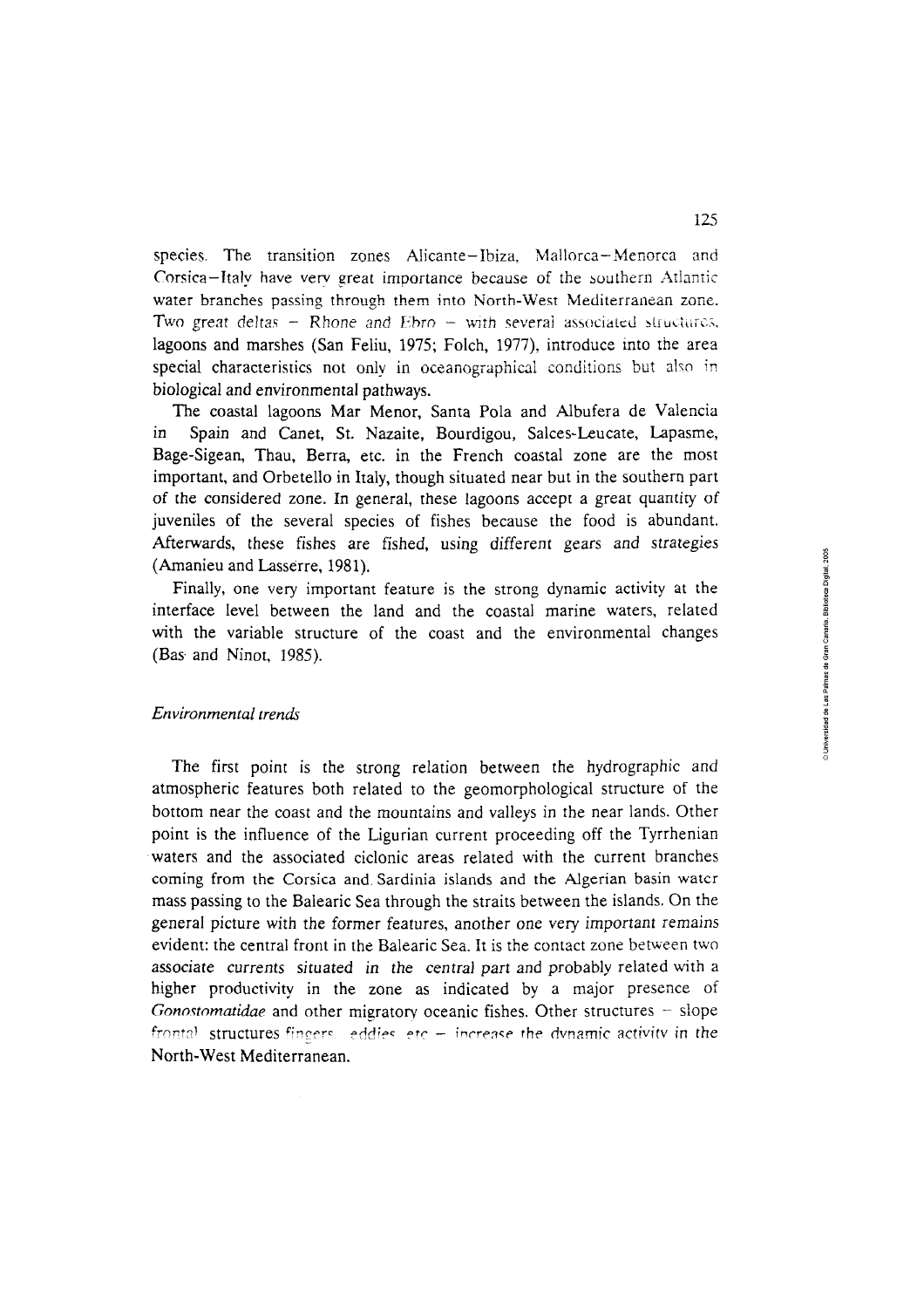species. The transition zones Alicante–Ibiza, Mallorca–Menorca and Corsica–Italy have very great importance because of the southern Atlantic water branches passing through them into North-West Mediterranean zone. Two great deltas – Rhone and Ebro – with several associated structures, lagoons and marshes (San Feliu, 1975; Folch, 1977), introduce into the area special characteristics not only in oceanographical conditions but also in biological and environmental pathways.

The coastal lagoons Mar Menor, Santa Pola and Albufera de Valencia in Spain and Canet, St. Nazaite, Bourdigou, Salces-Leucate, Lapasme, Bage-Sigean, Thau, Berra, etc. in the French coastal zone are the most important, and Orbetello in Italy, though situated near but in the southern part of the considered zone. In general, these lagoons accept a great quantity of juveniles of the several species of fishes because the food is abundant. Afterwards, these fishes are fished, using different gears and strategies (Amanieu and Lasserre, 1981).

Finally, one very important feature is the strong dynamic activity at the interface level between the land and the coastal marine waters, related with the variable structure of the coast and the environmental changes (Bas and Ninot, 1985).

### *Environmental trends*

The first point is the strong relation between the hydrographic and atmospheric features both related to the geomorphological structure of the bottom near the coast and the mountains and valleys in the near lands. Other point is the influence of the Ligurian current proceeding off the Tyrrhenian waters and the associated ciclonic areas related with the current branches coming from the Corsica and Sardinia islands and the Algerian basin water mass passing to the Balearic Sea through the straits between the islands. On the general picture with the former features, another one very important remains evident: the central front in the Balearic Sea. It is the contact zone between two associate currents situated in the central part and probably related with a higher productivity in the zone as indicated by a major presence of *Gonostomatidae* and other migratory oceanic fishes. Other structures – slope frontal structures fingers, eddies, etc – increase the dynamic activity in the North-West Mediterranean.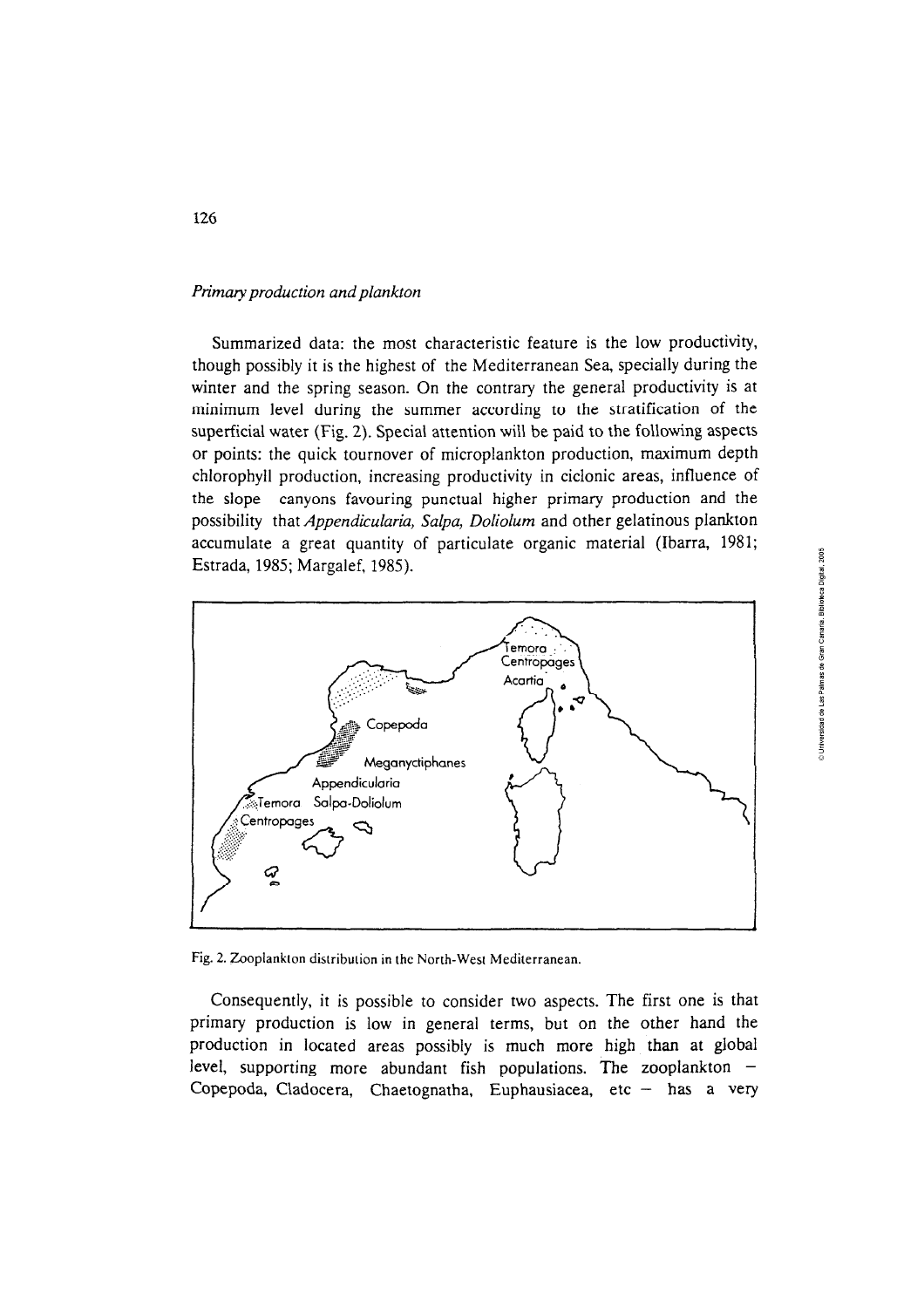*Primary production and plankton*

Summarized data: the most characteristic feature is the low productivity, though possibly it is the highest of the Mediterranean Sea, specially during the winter and the spring season. On the contrary the general productivity is at minimum level during the summer according to the stratification of the superficial water (Fig. 2). Special attention will be paid to the following aspects or points: the quick tournover of microplankton production, maximum depth chlorophyll production, increasing productivity in ciclonic areas, influence of the slope canyons favouring punctual higher primary production and the possibility that *Appendicularia, Salpa, Doliolum* and other gelatinous plankton accumulate a great quantity of particulate organic material (Ibarra, 1981; Estrada, 1985; Margalef, 1985).

Fig. 2. Zooplankton distribution in the North-West Mediterranean.

Consequently, it is possible to consider two aspects. The first one is that primary production is low in general terms, but on the other hand the production in located areas possibly is much more high than at global level, supporting more abundant fish populations. The zooplankton – Copepoda, Cladocera, Chaetognatha, Euphausiacea, etc – has a very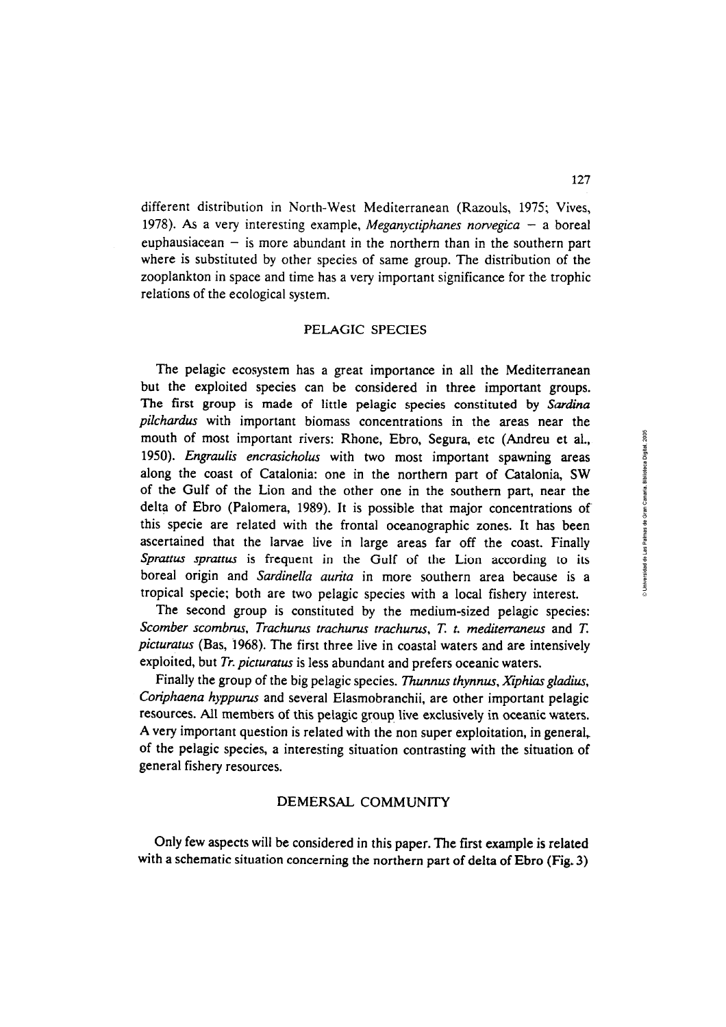different distribution in North-West Mediterranean (Razouls, 1975; Vives, 1978). As a very interesting example, *Meganyctiphanes norvegica* – a boreal euphausiacean – is more abundant in the northern than in the southern part where is substituted by other species of same group. The distribution of the zooplankton in space and time has a very important significance for the trophic relations of the ecological system.

## PELAGIC SPECIES

The pelagic ecosystem has a great importance in all the Mediterranean but the exploited species can be considered in three important groups. The first group is made of little pelagic species constituted by *Sardina pilchardus* with important biomass concentrations in the areas near the mouth of most important rivers: Rhone, Ebro, Segura, etc (Andreu et al., 1950). *Engraulis encrasicholus* with two most important spawning areas along the coast of Catalonia: one in the northern part of Catalonia, SW of the Gulf of the Lion and the other one in the southern part, near the delta of Ebro (Palomera, 1989). It is possible that major concentrations of this specie are related with the frontal oceanographic zones. It has been ascertained that the larvae live in large areas far off the coast. Finally *Sprattus sprattus* is frequent in the Gulf of the Lion according to its boreal origin and *Sardinella aurita* in more southern area because is a tropical specie; both are two pelagic species with a local fishery interest.

The second group is constituted by the medium-sized pelagic species: *Scomber scombrus*, *Trachurus trachurus trachurus*, *T. t. mediterraneus* and *T. picturatus* (Bas, 1968). The first three live in coastal waters and are intensively exploited, but *Tr. picturatus* is less abundant and prefers oceanic waters.

Finally the group of the big pelagic species. *Thunnus thynnus*, *Xiphias gladius*, *Coriphaena hyppurus* and several Elasmobranchii, are other important pelagic resources. All members of this pelagic group live exclusively in oceanic waters. A very important question is related with the non super exploitation, in general, of the pelagic species, a interesting situation contrasting with the situation of general fishery resources.

## DEMERSAL COMMUNITY

Only few aspects will be considered in this paper. The first example is related with a schematic situation concerning the northern part of delta of Ebro (Fig. 3)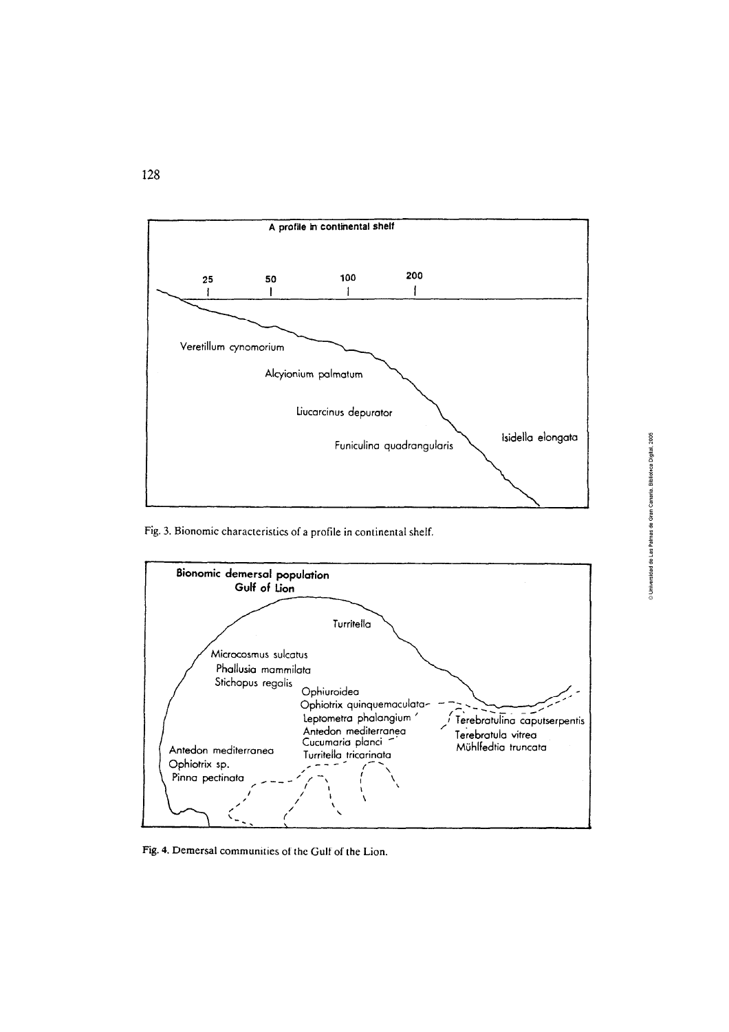A profile in continental shelf

25 50 100 200

Veretillum cynomorium

Alcyionium palmatum

Liucarcinus depurator

Funiculina quadrangularis

Isidella elongata

Fig. 3. Bionomic characteristics of a profile in continental shelf.

Bionomic demersal population
Gulf of Lion

Turritella

Microcosmus sulcatus
Phallusia mammilata
Stichopus regalis

Ophiuroidea
Ophiotrix quinquemaculata
Leptometra phalangium
Antedon mediterranea
Cucumaria planci
Turritella tricarinata

Terebratulina caputserpentis
Terebratula vitrea
Mühlfedtia truncata

Antedon mediterranea
Ophiotrix sp.
Pinna pectinata

Fig. 4. Demersal communities of the Gulf of the Lion.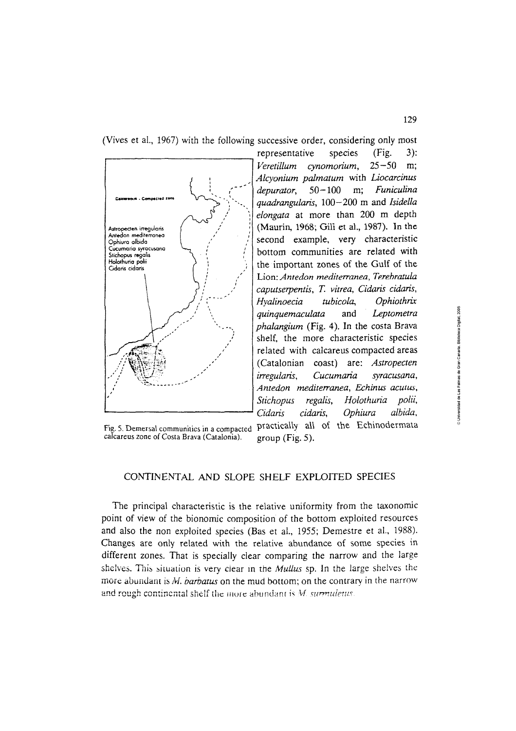(Vives et al., 1967) with the following successive order, considering only most representative species (Fig. 3): *Veretillum cynomorium*, 25–50 m; *Alcyonium palmatum* with *Liocarcinus depurator*, 50–100 m; *Funiculina quadrangularis*, 100–200 m and *Isidella elongata* at more than 200 m depth (Maurin, 1968; Gili et al., 1987). In the second example, very characteristic bottom communities are related with the important zones of the Gulf of the Lion: *Antedon mediterranea*, *Terebratula caputserpentis*, *T. vitrea*, *Cidaris cidaris*, *Hyalinoecia tubicola*, *Ophiothrix quinquemaculata* and *Leptometra phalangium* (Fig. 4). In the costa Brava shelf, the more characteristic species related with calcareus compacted areas (Catalonian coast) are: *Astropecten irregularis*, *Cucumaria syracusana*, *Antedon mediterranea*, *Echinus acutus*, *Stichopus regalis*, *Holothuria polii*, *Cidaris cidaris*, *Ophiura albida*, practically all of the Echinodermata group (Fig. 5).

Calcareous - Compacted zone

Astropecten irregularis
Antedon mediterranea
Ophiura albida
Cucumaria syracusana
Stichopus regalis
Holothuria polii
Cidaris cidaris

Fig. 5. Demersal communities in a compacted calcareus zone of Costa Brava (Catalonia).

## CONTINENTAL AND SLOPE SHELF EXPLOITED SPECIES

The principal characteristic is the relative uniformity from the taxonomic point of view of the bionomic composition of the bottom exploited resources and also the non exploited species (Bas et al., 1955; Demestre et al., 1988). Changes are only related with the relative abundance of some species in different zones. That is specially clear comparing the narrow and the large shelves. This situation is very clear in the *Mullus* sp. In the large shelves the more abundant is *M. barbatus* on the mud bottom; on the contrary in the narrow and rough continental shelf the more abundant is *M. surmuletus*.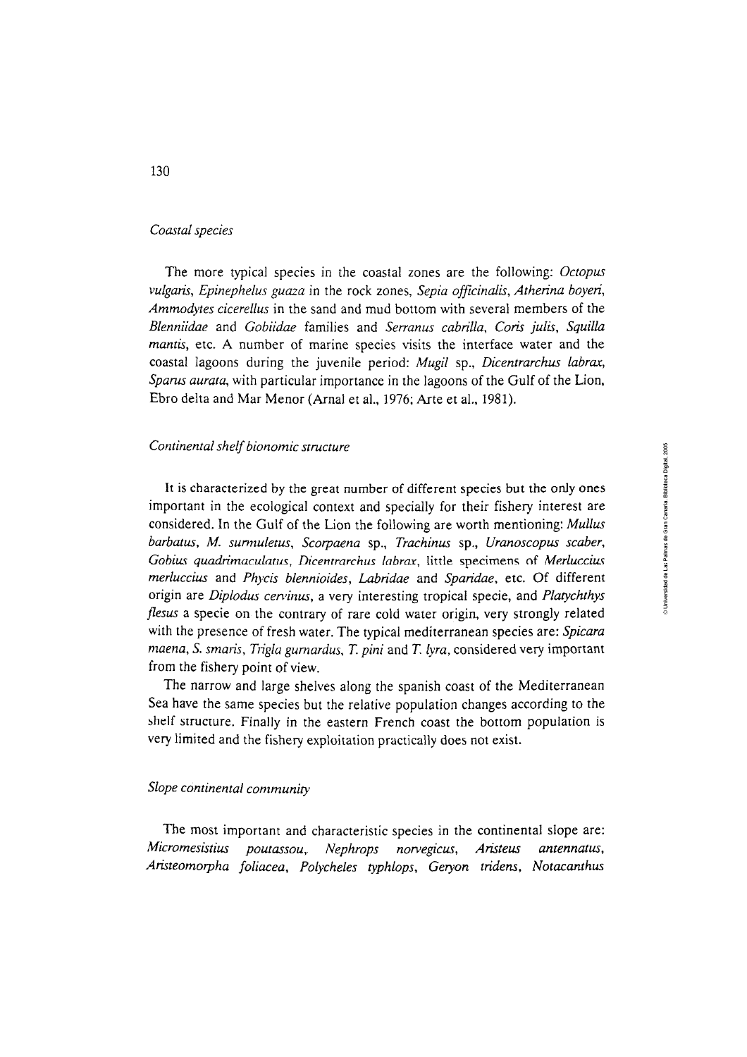*Coastal species*

The more typical species in the coastal zones are the following: *Octopus vulgaris*, *Epinephelus guaza* in the rock zones, *Sepia officinalis*, *Atherina boyeri*, *Ammodytes cicerellus* in the sand and mud bottom with several members of the *Blenniidae* and *Gobiidae* families and *Serranus cabrilla*, *Coris julis*, *Squilla mantis*, etc. A number of marine species visits the interface water and the coastal lagoons during the juvenile period: *Mugil* sp., *Dicentrarchus labrax*, *Sparus aurata*, with particular importance in the lagoons of the Gulf of the Lion, Ebro delta and Mar Menor (Arnal et al., 1976; Arte et al., 1981).

*Continental shelf bionomic structure*

It is characterized by the great number of different species but the only ones important in the ecological context and specially for their fishery interest are considered. In the Gulf of the Lion the following are worth mentioning: *Mullus barbatus*, *M. surmuletus*, *Scorpaena* sp., *Trachinus* sp., *Uranoscopus scaber*, *Gobius quadrimaculatus*, *Dicentrarchus labrax*, little specimens of *Merluccius merluccius* and *Phycis blennioides*, *Labridae* and *Sparidae*, etc. Of different origin are *Diplodus cervinus*, a very interesting tropical specie, and *Platychthys flesus* a specie on the contrary of rare cold water origin, very strongly related with the presence of fresh water. The typical mediterranean species are: *Spicara maena*, *S. smaris*, *Trigla gurnardus*, *T. pini* and *T. lyra*, considered very important from the fishery point of view.

The narrow and large shelves along the spanish coast of the Mediterranean Sea have the same species but the relative population changes according to the shelf structure. Finally in the eastern French coast the bottom population is very limited and the fishery exploitation practically does not exist.

*Slope continental community*

The most important and characteristic species in the continental slope are: *Micromesistius poutassou*, *Nephrops norvegicus*, *Aristeus antennatus*, *Aristeomorpha foliacea*, *Polycheles typhlops*, *Geryon tridens*, *Notacanthus*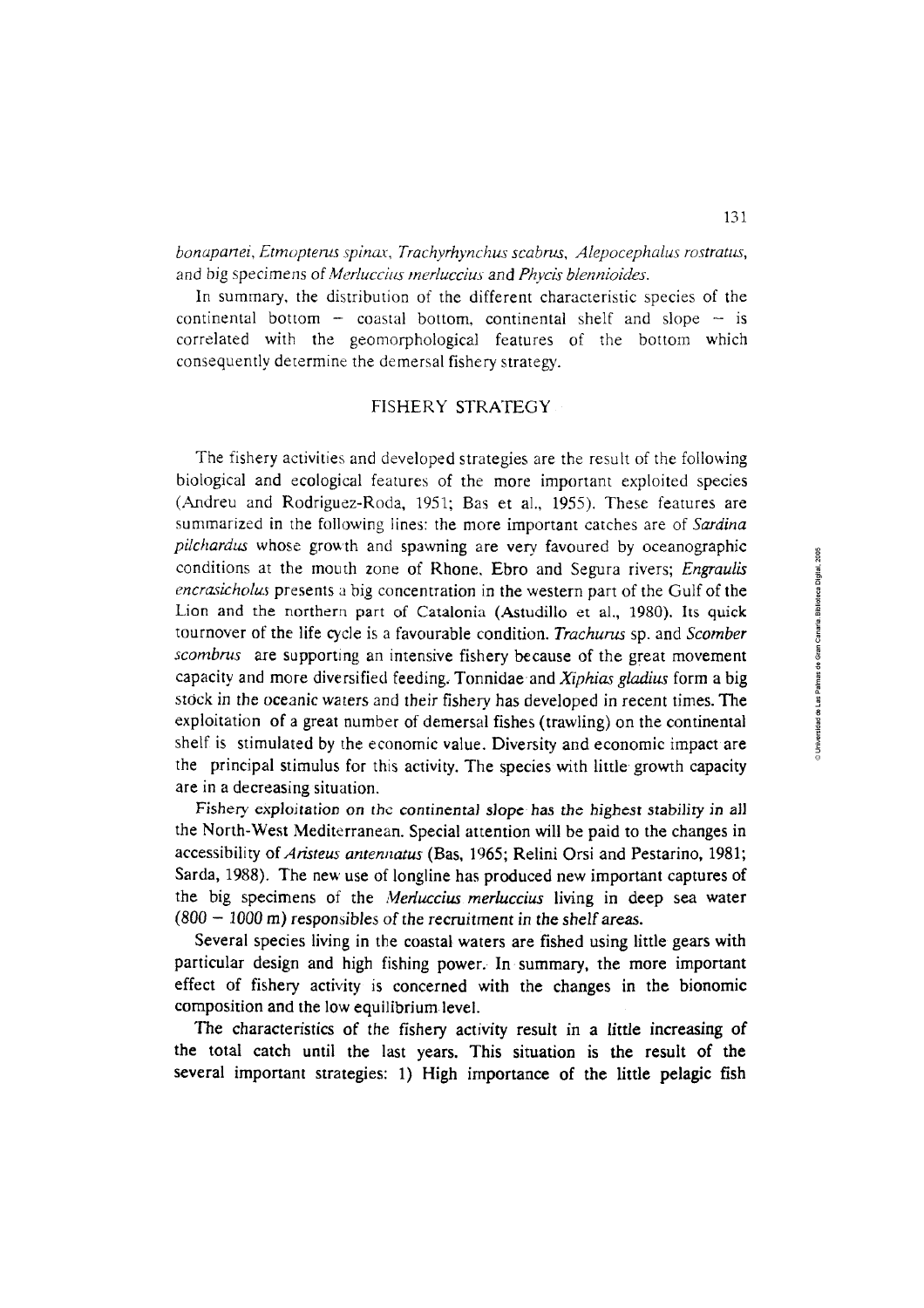*bonapartei*, *Etmopterus spinax*, *Trachyrhynchus scabrus*, *Alepocephalus rostratus*, and big specimens of *Merluccius merluccius* and *Phycis blennioides*.

In summary, the distribution of the different characteristic species of the continental bottom – coastal bottom, continental shelf and slope – is correlated with the geomorphological features of the bottom which consequently determine the demersal fishery strategy.

## FISHERY STRATEGY

The fishery activities and developed strategies are the result of the following biological and ecological features of the more important exploited species (Andreu and Rodriguez-Roda, 1951; Bas et al., 1955). These features are summarized in the following lines: the more important catches are of *Sardina pilchardus* whose growth and spawning are very favoured by oceanographic conditions at the mouth zone of Rhone, Ebro and Segura rivers; *Engraulis encrasicholus* presents a big concentration in the western part of the Gulf of the Lion and the northern part of Catalonia (Astudillo et al., 1980). Its quick tournover of the life cycle is a favourable condition. *Trachurus* sp. and *Scomber scombrus* are supporting an intensive fishery because of the great movement capacity and more diversified feeding. Tonnidae and *Xiphias gladius* form a big stock in the oceanic waters and their fishery has developed in recent times. The exploitation of a great number of demersal fishes (trawling) on the continental shelf is stimulated by the economic value. Diversity and economic impact are the principal stimulus for this activity. The species with little growth capacity are in a decreasing situation.

Fishery exploitation on the continental slope has the highest stability in all the North-West Mediterranean. Special attention will be paid to the changes in accessibility of *Aristeus antennatus* (Bas, 1965; Relini Orsi and Pestarino, 1981; Sarda, 1988). The new use of longline has produced new important captures of the big specimens of the *Merluccius merluccius* living in deep sea water (800 – 1000 m) responsibles of the recruitment in the shelf areas.

Several species living in the coastal waters are fished using little gears with particular design and high fishing power. In summary, the more important effect of fishery activity is concerned with the changes in the bionomic composition and the low equilibrium level.

The characteristics of the fishery activity result in a little increasing of the total catch until the last years. This situation is the result of the several important strategies: 1) High importance of the little pelagic fish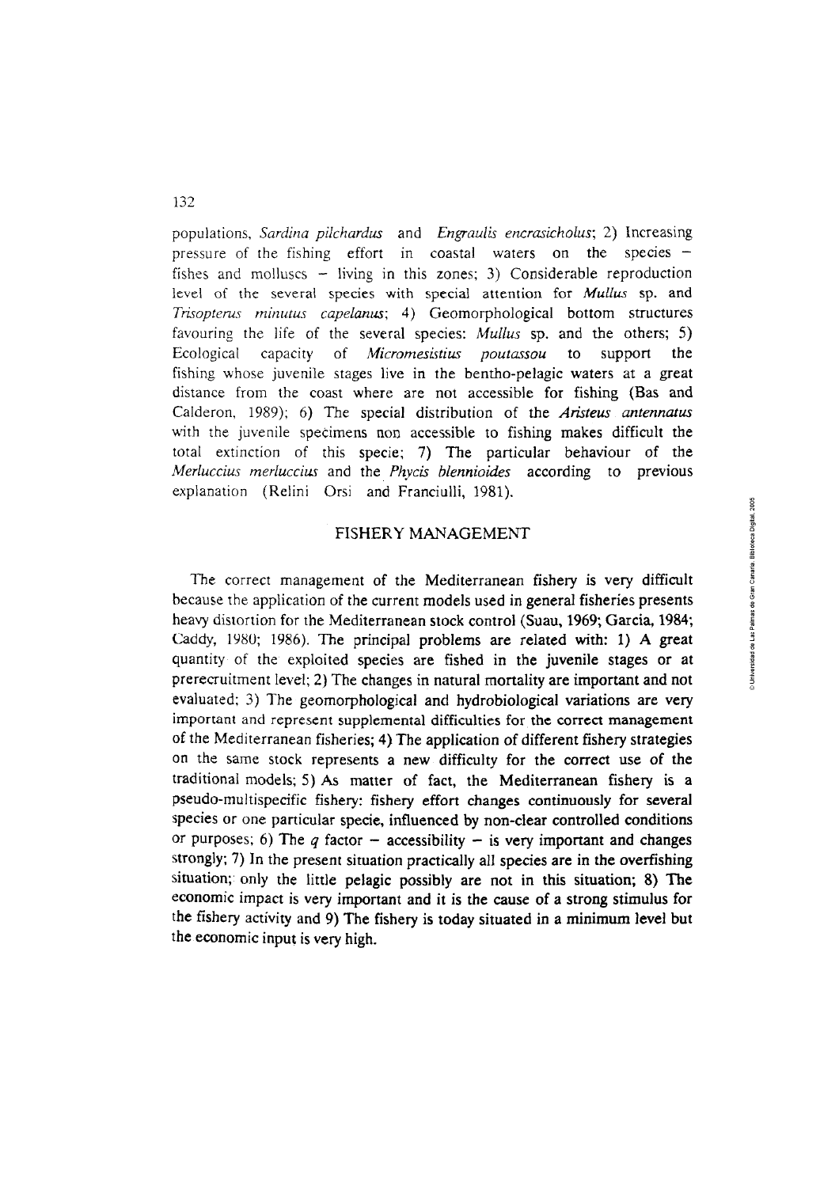populations, *Sardina pilchardus* and *Engraulis encrasicholus*; 2) Increasing pressure of the fishing effort in coastal waters on the species – fishes and molluscs – living in this zones; 3) Considerable reproduction level of the several species with special attention for *Mullus* sp. and *Trisopterus minutus capelanus*; 4) Geomorphological bottom structures favouring the life of the several species: *Mullus* sp. and the others; 5) Ecological capacity of *Micromesistius poutassou* to support the fishing whose juvenile stages live in the bentho-pelagic waters at a great distance from the coast where are not accessible for fishing (Bas and Calderon, 1989); 6) The special distribution of the *Aristeus antennatus* with the juvenile specimens non accessible to fishing makes difficult the total extinction of this specie; 7) The particular behaviour of the *Merluccius merluccius* and the *Phycis blennioides* according to previous explanation (Relini Orsi and Franciulli, 1981).

## FISHERY MANAGEMENT

The correct management of the Mediterranean fishery is very difficult because the application of the current models used in general fisheries presents heavy distortion for the Mediterranean stock control (Suau, 1969; Garcia, 1984; Caddy, 1980; 1986). The principal problems are related with: 1) A great quantity of the exploited species are fished in the juvenile stages or at prerecruitment level; 2) The changes in natural mortality are important and not evaluated; 3) The geomorphological and hydrobiological variations are very important and represent supplemental difficulties for the correct management of the Mediterranean fisheries; 4) The application of different fishery strategies on the same stock represents a new difficulty for the correct use of the traditional models; 5) As matter of fact, the Mediterranean fishery is a pseudo-multispecific fishery: fishery effort changes continuously for several species or one particular specie, influenced by non-clear controlled conditions or purposes; 6) The $q$ factor – accessibility – is very important and changes strongly; 7) In the present situation practically all species are in the overfishing situation; only the little pelagic possibly are not in this situation; 8) The economic impact is very important and it is the cause of a strong stimulus for the fishery activity and 9) The fishery is today situated in a minimum level but the economic input is very high.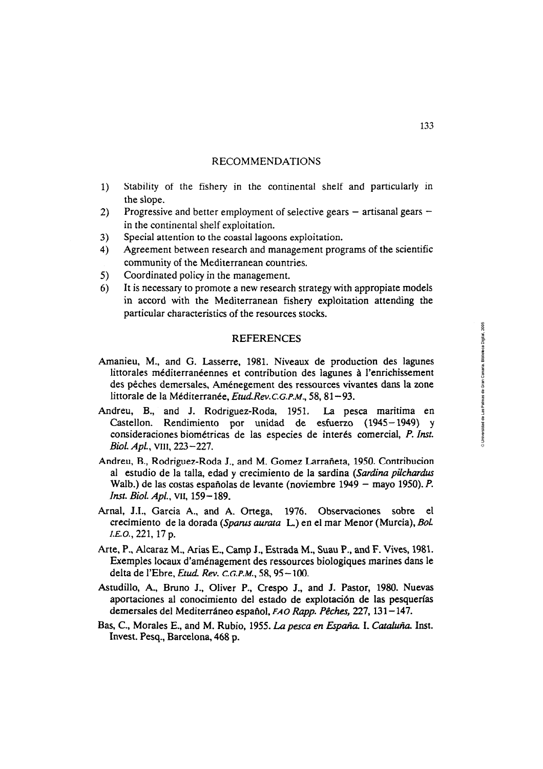## RECOMMENDATIONS

1) Stability of the fishery in the continental shelf and particularly in the slope.
2) Progressive and better employment of selective gears – artisanal gears – in the continental shelf exploitation.
3) Special attention to the coastal lagoons exploitation.
4) Agreement between research and management programs of the scientific community of the Mediterranean countries.
5) Coordinated policy in the management.
6) It is necessary to promote a new research strategy with appropiate models in accord with the Mediterranean fishery exploitation attending the particular characteristics of the resources stocks.

## REFERENCES

Amanieu, M., and G. Lasserre, 1981. Niveaux de production des lagunes littorales méditerranéennes et contribution des lagunes à l'enrichissement des pêches demersales, Aménegement des ressources vivantes dans la zone littorale de la Méditerranée, *Etud.Rev.C.G.P.M.*, 58, 81–93.

Andreu, B., and J. Rodriguez-Roda, 1951. La pesca maritima en Castellon. Rendimiento por unidad de esfuerzo (1945–1949) y consideraciones biométricas de las especies de interés comercial, *P. Inst. Biol. Apl.*, VIII, 223–227.

Andreu, B., Rodriguez-Roda J., and M. Gomez Larrañeta, 1950. Contribucion al estudio de la talla, edad y crecimiento de la sardina (*Sardina pilchardus* Walb.) de las costas españolas de levante (noviembre 1949 – mayo 1950). *P. Inst. Biol. Apl.*, VII, 159–189.

Arnal, J.I., Garcia A., and A. Ortega, 1976. Observaciones sobre el crecimiento de la dorada (*Sparus aurata* L.) en el mar Menor (Murcia), *Bol. I.E.O.*, 221, 17 p.

Arte, P., Alcaraz M., Arias E., Camp J., Estrada M., Suau P., and F. Vives, 1981. Exemples locaux d'aménagement des ressources biologiques marines dans le delta de l'Ebre, *Etud. Rev. C.G.P.M.*, 58, 95–100.

Astudillo, A., Bruno J., Oliver P., Crespo J., and J. Pastor, 1980. Nuevas aportaciones al conocimiento del estado de explotación de las pesquerías demersales del Mediterráneo español, *FAO Rapp. Pêches*, 227, 131–147.

Bas, C., Morales E., and M. Rubio, 1955. *La pesca en España. I. Cataluña.* Inst. Invest. Pesq., Barcelona, 468 p.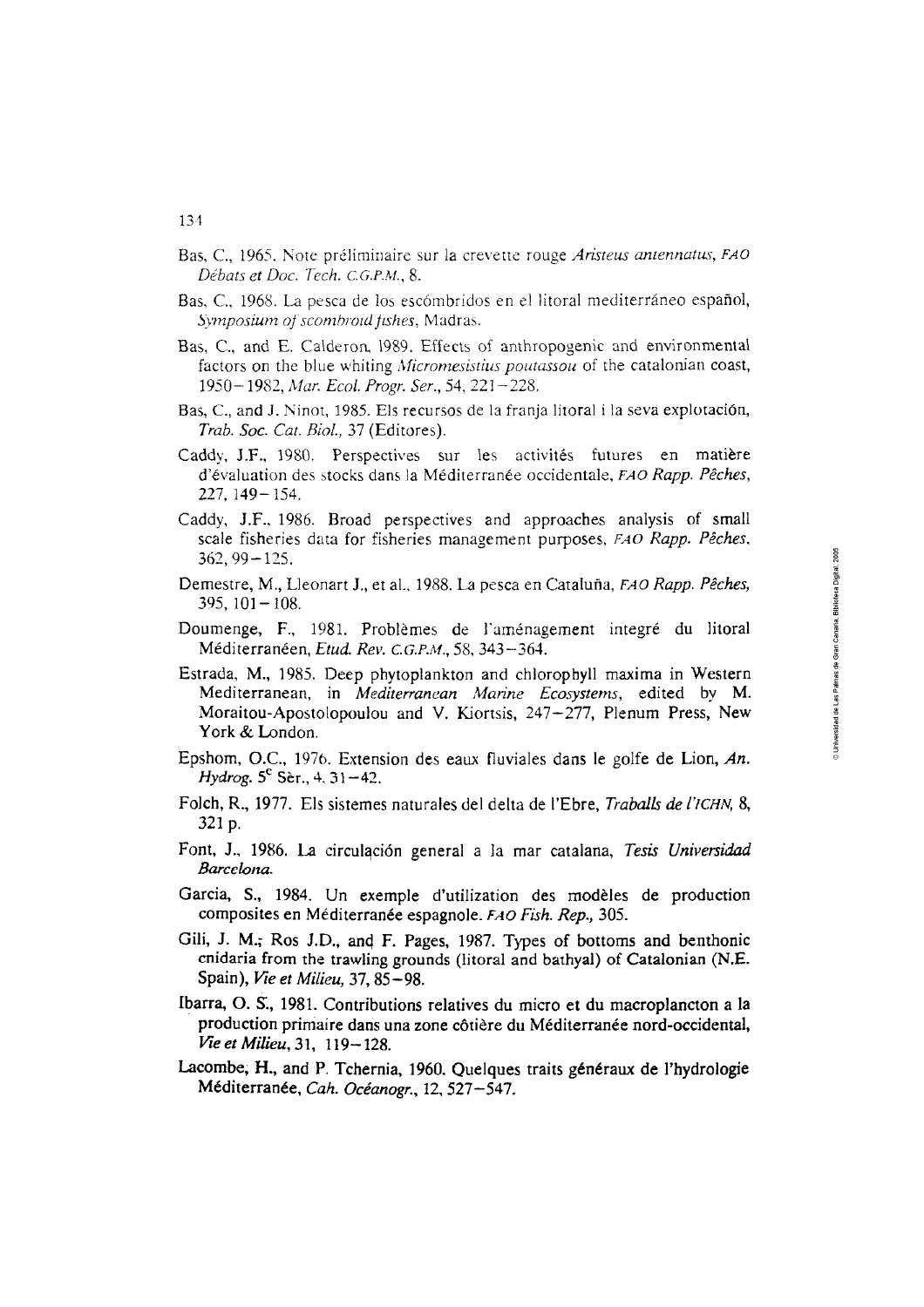Bas, C., 1965. Note préliminaire sur la crevette rouge *Aristeus antennatus*, *FAO Débats et Doc. Tech. C.G.P.M.*, 8.

Bas, C., 1968. La pesca de los escómbridos en el litoral mediterráneo español, *Symposium of scombroid fishes*, Madras.

Bas, C., and E. Calderon, 1989. Effects of anthropogenic and environmental factors on the blue whiting *Micromesistius poutassou* of the catalonian coast, 1950–1982, *Mar. Ecol. Progr. Ser.*, 54, 221–228.

Bas, C., and J. Ninot, 1985. Els recursos de la franja litoral i la seva explotación, *Trab. Soc. Cat. Biol.*, 37 (Editores).

Caddy, J.F., 1980. Perspectives sur les activités futures en matière d'évaluation des stocks dans la Méditerranée occidentale, *FAO Rapp. Pêches*, 227, 149–154.

Caddy, J.F., 1986. Broad perspectives and approaches analysis of small scale fisheries data for fisheries management purposes, *FAO Rapp. Pêches*, 362, 99–125.

Demestre, M., Lleonart J., et al., 1988. La pesca en Cataluña, *FAO Rapp. Pêches*, 395, 101–108.

Doumenge, F., 1981. Problèmes de l'aménagement integré du litoral Méditerranéen, *Etud. Rev. C.G.P.M.*, 58, 343–364.

Estrada, M., 1985. Deep phytoplankton and chlorophyll maxima in Western Mediterranean, in *Mediterranean Marine Ecosystems*, edited by M. Moraitou-Apostolopoulou and V. Kiortsis, 247–277, Plenum Press, New York & London.

Epshom, O.C., 1976. Extension des eaux fluviales dans le golfe de Lion, *An. Hydrog.* 5[e] Sèr., 4, 31–42.

Folch, R., 1977. Els sistemes naturales del delta de l'Ebre, *Traballs de l'ICHN*, 8, 321 p.

Font, J., 1986. La circulación general a la mar catalana, *Tesis Universidad Barcelona*.

Garcia, S., 1984. Un exemple d'utilization des modèles de production composites en Méditerranée espagnole. *FAO Fish. Rep.*, 305.

Gili, J. M.; Ros J.D., and F. Pages, 1987. Types of bottoms and benthonic cnidaria from the trawling grounds (litoral and bathyal) of Catalonian (N.E. Spain), *Vie et Milieu*, 37, 85–98.

Ibarra, O. S., 1981. Contributions relatives du micro et du macroplancton a la production primaire dans una zone côtière du Méditerranée nord-occidental, *Vie et Milieu*, 31, 119–128.

Lacombe, H., and P. Tchernia, 1960. Quelques traits généraux de l'hydrologie Méditerranée, *Cah. Océanogr.*, 12, 527–547.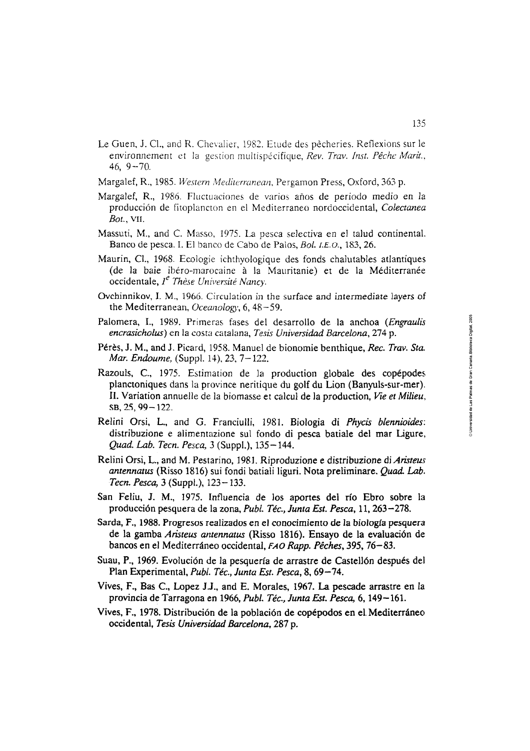Le Guen, J. Cl., and R. Chevalier, 1982. Etude des pècheries. Reflexions sur le environnement et la gestion multispécifique, *Rev. Trav. Inst. Pêche Marit.*, 46, 9–70.

Margalef, R., 1985. *Western Mediterranean*, Pergamon Press, Oxford, 363 p.

Margalef, R., 1986. Fluctuaciones de varios años de periodo medio en la producción de fitoplancton en el Mediterraneo nordoccidental, *Colectanea Bot.*, VII.

Massuti, M., and C. Masso, 1975. La pesca selectiva en el talud continental. Banco de pesca. I. El banco de Cabo de Palos, *Bol. I.E.O.*, 183, 26.

Maurin, Cl., 1968. Ecologie ichthyologique des fonds chalutables atlantiques (de la baie ibéro-marocaine à la Mauritanie) et de la Méditerranée occidentale, *I^e Thèse Université Nancy.*

Ovchinnikov, I. M., 1966. Circulation in the surface and intermediate layers of the Mediterranean, *Oceanology*, 6, 48–59.

Palomera, I., 1989. Primeras fases del desarrollo de la anchoa (*Engraulis encrasicholus*) en la costa catalana, *Tesis Universidad Barcelona*, 274 p.

Pérès, J. M., and J. Picard, 1958. Manuel de bionomie benthique, *Rec. Trav. Sta. Mar. Endoume,* (Suppl. 14), 23, 7–122.

Razouls, C., 1975. Estimation de la production globale des copépodes planctoniques dans la province neritique du golf du Lion (Banyuls-sur-mer). II. Variation annuelle de la biomasse et calcul de la production, *Vie et Milieu*, SB, 25, 99–122.

Relini Orsi, L., and G. Franciulli, 1981. Biologia di *Phycis blennioides*: distribuzione e alimentazione sul fondo di pesca batiale del mar Ligure, *Quad. Lab. Tecn. Pesca,* 3 (Suppl.), 135–144.

Relini Orsi, L., and M. Pestarino, 1981. Riproduzione e distribuzione di *Aristeus antennatus* (Risso 1816) sui fondi batiali liguri. Nota preliminare. *Quad. Lab. Tecn. Pesca,* 3 (Suppl.), 123–133.

San Feliu, J. M., 1975. Influencia de los aportes del río Ebro sobre la producción pesquera de la zona, *Publ. Téc., Junta Est. Pesca*, 11, 263–278.

Sarda, F., 1988. Progresos realizados en el conocimiento de la biología pesquera de la gamba *Aristeus antennatus* (Risso 1816). Ensayo de la evaluación de bancos en el Mediterráneo occidental, *FAO Rapp. Pêches*, 395, 76–83.

Suau, P., 1969. Evolución de la pesquería de arrastre de Castellón después del Plan Experimental, *Publ. Téc., Junta Est. Pesca*, 8, 69–74.

Vives, F., Bas C., Lopez J.J., and E. Morales, 1967. La pescade arrastre en la provincia de Tarragona en 1966, *Publ. Téc., Junta Est. Pesca,* 6, 149–161.

Vives, F., 1978. Distribución de la población de copépodos en el Mediterráneo occidental, *Tesis Universidad Barcelona*, 287 p.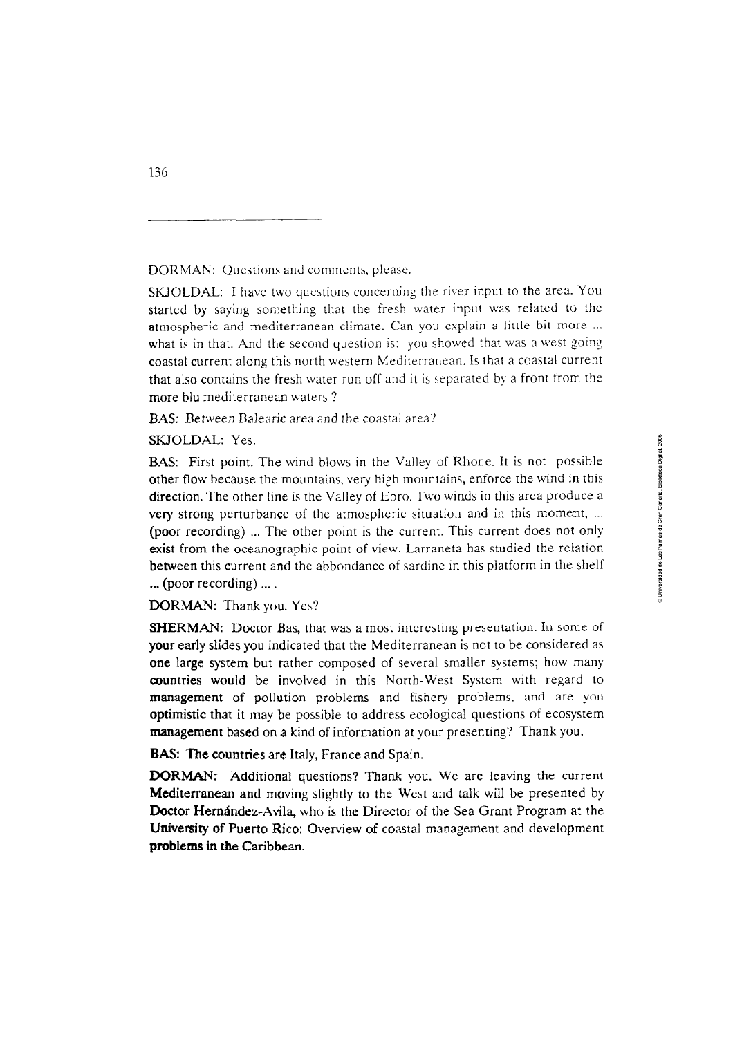DORMAN: Questions and comments, please.

SKJOLDAL: I have two questions concerning the river input to the area. You started by saying something that the fresh water input was related to the atmospheric and mediterranean climate. Can you explain a little bit more ... what is in that. And the second question is: you showed that was a west going coastal current along this north western Mediterranean. Is that a coastal current that also contains the fresh water run off and it is separated by a front from the more blu mediterranean waters ?

BAS: Between Balearic area and the coastal area?

SKJOLDAL: Yes.

BAS: First point. The wind blows in the Valley of Rhone. It is not possible other flow because the mountains, very high mountains, enforce the wind in this direction. The other line is the Valley of Ebro. Two winds in this area produce a very strong perturbance of the atmospheric situation and in this moment, ... (poor recording) ... The other point is the current. This current does not only exist from the oceanographic point of view. Larrañeta has studied the relation between this current and the abbondance of sardine in this platform in the shelf ... (poor recording) ... .

DORMAN: Thank you. Yes?

SHERMAN: Doctor Bas, that was a most interesting presentation. In some of your early slides you indicated that the Mediterranean is not to be considered as one large system but rather composed of several smaller systems; how many countries would be involved in this North-West System with regard to management of pollution problems and fishery problems, and are you optimistic that it may be possible to address ecological questions of ecosystem management based on a kind of information at your presenting? Thank you.

BAS: The countries are Italy, France and Spain.

DORMAN: Additional questions? Thank you. We are leaving the current Mediterranean and moving slightly to the West and talk will be presented by Doctor Hernández-Avila, who is the Director of the Sea Grant Program at the University of Puerto Rico: Overview of coastal management and development problems in the Caribbean.